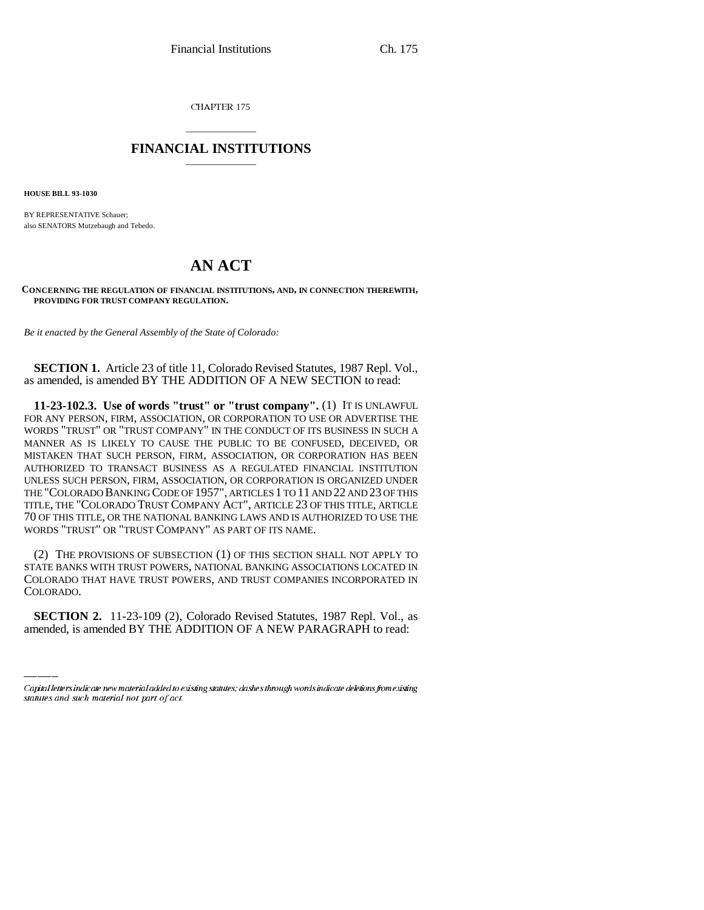CHAPTER 175

# FINANCIAL INSTITUTIONS

**HOUSE BILL 93-1030**

BY REPRESENTATIVE Schauer;
also SENATORS Mutzebaugh and Tebedo.

# AN ACT

**CONCERNING THE REGULATION OF FINANCIAL INSTITUTIONS, AND, IN CONNECTION THEREWITH, PROVIDING FOR TRUST COMPANY REGULATION.**

*Be it enacted by the General Assembly of the State of Colorado:*

**SECTION 1.** Article 23 of title 11, Colorado Revised Statutes, 1987 Repl. Vol., as amended, is amended BY THE ADDITION OF A NEW SECTION to read:

**11-23-102.3. Use of words "trust" or "trust company".** (1) IT IS UNLAWFUL FOR ANY PERSON, FIRM, ASSOCIATION, OR CORPORATION TO USE OR ADVERTISE THE WORDS "TRUST" OR "TRUST COMPANY" IN THE CONDUCT OF ITS BUSINESS IN SUCH A MANNER AS IS LIKELY TO CAUSE THE PUBLIC TO BE CONFUSED, DECEIVED, OR MISTAKEN THAT SUCH PERSON, FIRM, ASSOCIATION, OR CORPORATION HAS BEEN AUTHORIZED TO TRANSACT BUSINESS AS A REGULATED FINANCIAL INSTITUTION UNLESS SUCH PERSON, FIRM, ASSOCIATION, OR CORPORATION IS ORGANIZED UNDER THE "COLORADO BANKING CODE OF 1957", ARTICLES 1 TO 11 AND 22 AND 23 OF THIS TITLE, THE "COLORADO TRUST COMPANY ACT", ARTICLE 23 OF THIS TITLE, ARTICLE 70 OF THIS TITLE, OR THE NATIONAL BANKING LAWS AND IS AUTHORIZED TO USE THE WORDS "TRUST" OR "TRUST COMPANY" AS PART OF ITS NAME.

(2) THE PROVISIONS OF SUBSECTION (1) OF THIS SECTION SHALL NOT APPLY TO STATE BANKS WITH TRUST POWERS, NATIONAL BANKING ASSOCIATIONS LOCATED IN COLORADO THAT HAVE TRUST POWERS, AND TRUST COMPANIES INCORPORATED IN COLORADO.

**SECTION 2.** 11-23-109 (2), Colorado Revised Statutes, 1987 Repl. Vol., as amended, is amended BY THE ADDITION OF A NEW PARAGRAPH to read:

---

*Capital letters indicate new material added to existing statutes; dashes through words indicate deletions from existing statutes and such material not part of act.*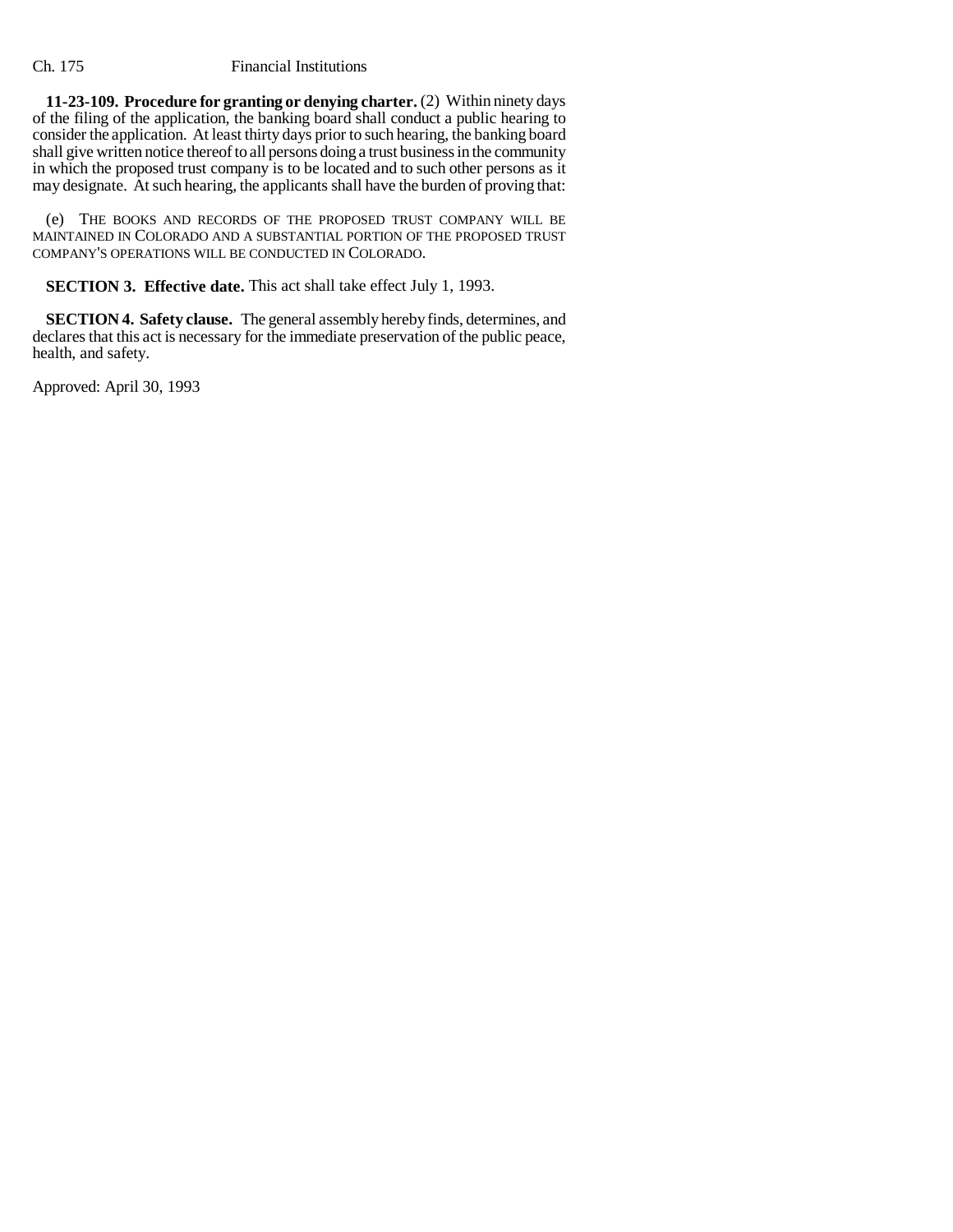**11-23-109. Procedure for granting or denying charter.** (2) Within ninety days of the filing of the application, the banking board shall conduct a public hearing to consider the application. At least thirty days prior to such hearing, the banking board shall give written notice thereof to all persons doing a trust business in the community in which the proposed trust company is to be located and to such other persons as it may designate. At such hearing, the applicants shall have the burden of proving that:

(e) THE BOOKS AND RECORDS OF THE PROPOSED TRUST COMPANY WILL BE MAINTAINED IN COLORADO AND A SUBSTANTIAL PORTION OF THE PROPOSED TRUST COMPANY'S OPERATIONS WILL BE CONDUCTED IN COLORADO.

**SECTION 3. Effective date.** This act shall take effect July 1, 1993.

**SECTION 4. Safety clause.** The general assembly hereby finds, determines, and declares that this act is necessary for the immediate preservation of the public peace, health, and safety.

Approved: April 30, 1993